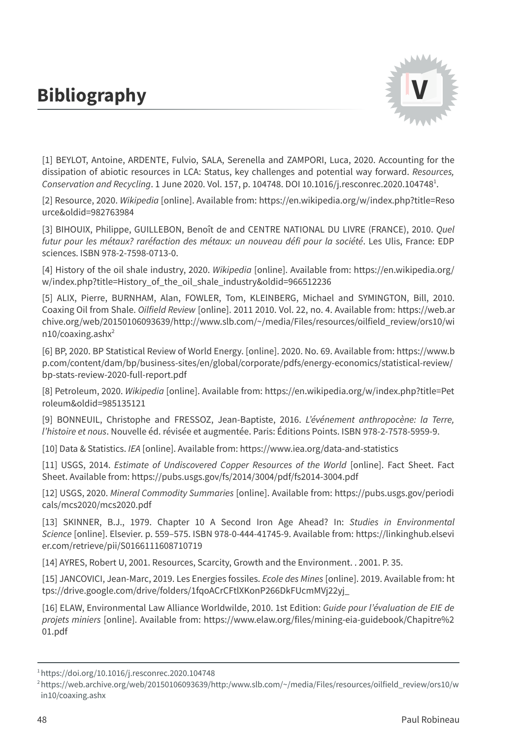# Bibliography

[1] BEYLOT, Antoine, ARDENTE, Fulvio, SALA, Serenella and ZAMPORI, Luca, 2020. Accounting for the dissipation of abiotic resources in LCA: Status, key challenges and potential way forward. *Resources, Conservation and Recycling*. 1 June 2020. Vol. 157, p. 104748. DOI 10.1016/j.resconrec.2020.104748[1].

[2] Resource, 2020. *Wikipedia* [online]. Available from: https://en.wikipedia.org/w/index.php?title=Resource&oldid=982763984

[3] BIHOUIX, Philippe, GUILLEBON, Benoît de and CENTRE NATIONAL DU LIVRE (FRANCE), 2010. *Quel futur pour les métaux? raréfaction des métaux: un nouveau défi pour la société*. Les Ulis, France: EDP sciences. ISBN 978-2-7598-0713-0.

[4] History of the oil shale industry, 2020. *Wikipedia* [online]. Available from: https://en.wikipedia.org/w/index.php?title=History_of_the_oil_shale_industry&oldid=966512236

[5] ALIX, Pierre, BURNHAM, Alan, FOWLER, Tom, KLEINBERG, Michael and SYMINGTON, Bill, 2010. Coaxing Oil from Shale. *Oilfield Review* [online]. 2011 2010. Vol. 22, no. 4. Available from: https://web.archive.org/web/20150106093639/http://www.slb.com/~/media/Files/resources/oilfield_review/ors10/win10/coaxing.ashx[2]

[6] BP, 2020. BP Statistical Review of World Energy. [online]. 2020. No. 69. Available from: https://www.bp.com/content/dam/bp/business-sites/en/global/corporate/pdfs/energy-economics/statistical-review/bp-stats-review-2020-full-report.pdf

[8] Petroleum, 2020. *Wikipedia* [online]. Available from: https://en.wikipedia.org/w/index.php?title=Petroleum&oldid=985135121

[9] BONNEUIL, Christophe and FRESSOZ, Jean-Baptiste, 2016. *L'événement anthropocène: la Terre, l'histoire et nous*. Nouvelle éd. révisée et augmentée. Paris: Éditions Points. ISBN 978-2-7578-5959-9.

[10] Data & Statistics. *IEA* [online]. Available from: https://www.iea.org/data-and-statistics

[11] USGS, 2014. *Estimate of Undiscovered Copper Resources of the World* [online]. Fact Sheet. Fact Sheet. Available from: https://pubs.usgs.gov/fs/2014/3004/pdf/fs2014-3004.pdf

[12] USGS, 2020. *Mineral Commodity Summaries* [online]. Available from: https://pubs.usgs.gov/periodicals/mcs2020/mcs2020.pdf

[13] SKINNER, B.J., 1979. Chapter 10 A Second Iron Age Ahead? In: *Studies in Environmental Science* [online]. Elsevier. p. 559–575. ISBN 978-0-444-41745-9. Available from: https://linkinghub.elsevier.com/retrieve/pii/S0166111608710719

[14] AYRES, Robert U, 2001. Resources, Scarcity, Growth and the Environment. . 2001. P. 35.

[15] JANCOVICI, Jean-Marc, 2019. Les Energies fossiles. *Ecole des Mines* [online]. 2019. Available from: https://drive.google.com/drive/folders/1fqoACrCFtlXKonP266DkFUcmMVj22yj_

[16] ELAW, Environmental Law Alliance Worldwilde, 2010. 1st Edition: *Guide pour l'évaluation de EIE de projets miniers* [online]. Available from: https://www.elaw.org/files/mining-eia-guidebook/Chapitre%201.pdf

---

[1] https://doi.org/10.1016/j.resconrec.2020.104748

[2] https://web.archive.org/web/20150106093639/http:/www.slb.com/~/media/Files/resources/oilfield_review/ors10/win10/coaxing.ashx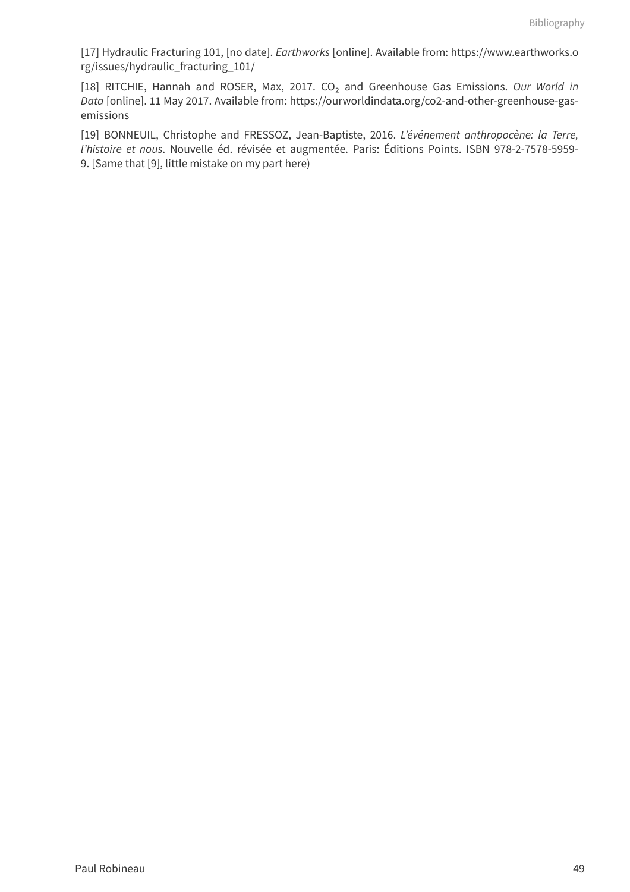[17] Hydraulic Fracturing 101, [no date]. *Earthworks* [online]. Available from: https://www.earthworks.org/issues/hydraulic_fracturing_101/

[18] RITCHIE, Hannah and ROSER, Max, 2017. $CO_2$ and Greenhouse Gas Emissions. *Our World in Data* [online]. 11 May 2017. Available from: https://ourworldindata.org/co2-and-other-greenhouse-gas-emissions

[19] BONNEUIL, Christophe and FRESSOZ, Jean-Baptiste, 2016. *L'événement anthropocène: la Terre, l'histoire et nous*. Nouvelle éd. révisée et augmentée. Paris: Éditions Points. ISBN 978-2-7578-5959-9. [Same that [9], little mistake on my part here)